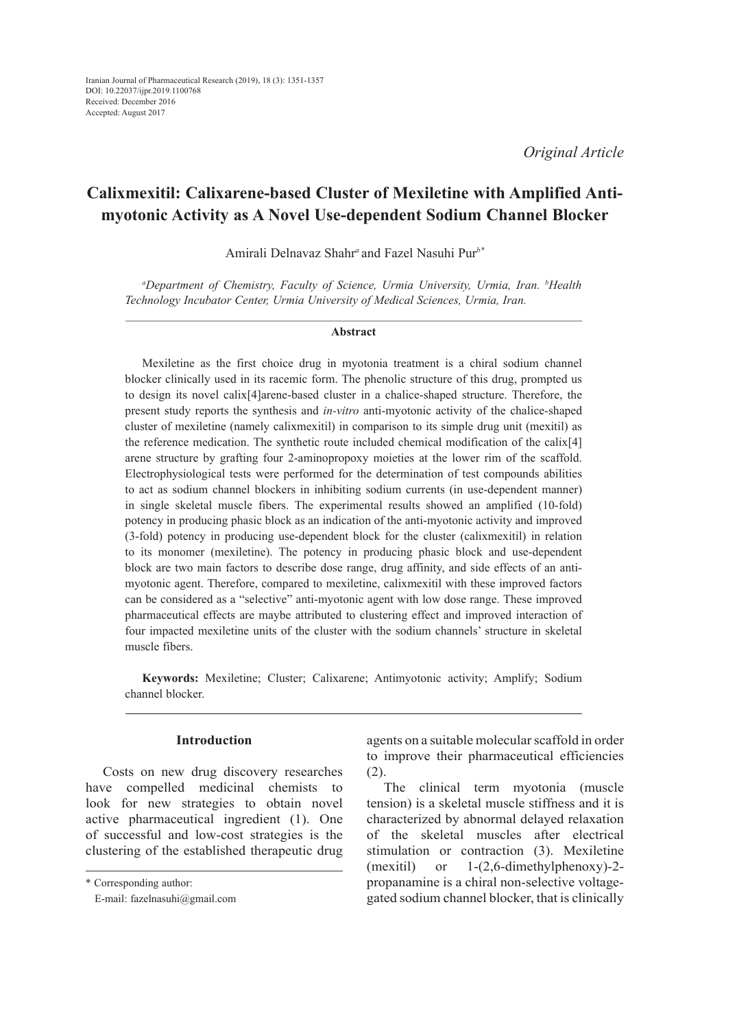Iranian Journal of Pharmaceutical Research (2019), 18 (3): 1351-1357
DOI: 10.22037/ijpr.2019.1100768
Received: December 2016
Accepted: August 2017

*Original Article*

# Calixmexitil: Calixarene-based Cluster of Mexiletine with Amplified Anti-myotonic Activity as A Novel Use-dependent Sodium Channel Blocker

Amirali Delnavaz Shahr[a] and Fazel Nasuhi Pur[b*]

[a]*Department of Chemistry, Faculty of Science, Urmia University, Urmia, Iran.* [b]*Health Technology Incubator Center, Urmia University of Medical Sciences, Urmia, Iran.*

## Abstract

Mexiletine as the first choice drug in myotonia treatment is a chiral sodium channel blocker clinically used in its racemic form. The phenolic structure of this drug, prompted us to design its novel calix[4]arene-based cluster in a chalice-shaped structure. Therefore, the present study reports the synthesis and *in-vitro* anti-myotonic activity of the chalice-shaped cluster of mexiletine (namely calixmexitil) in comparison to its simple drug unit (mexitil) as the reference medication. The synthetic route included chemical modification of the calix[4]arene structure by grafting four 2-aminopropoxy moieties at the lower rim of the scaffold. Electrophysiological tests were performed for the determination of test compounds abilities to act as sodium channel blockers in inhibiting sodium currents (in use-dependent manner) in single skeletal muscle fibers. The experimental results showed an amplified (10-fold) potency in producing phasic block as an indication of the anti-myotonic activity and improved (3-fold) potency in producing use-dependent block for the cluster (calixmexitil) in relation to its monomer (mexiletine). The potency in producing phasic block and use-dependent block are two main factors to describe dose range, drug affinity, and side effects of an anti-myotonic agent. Therefore, compared to mexiletine, calixmexitil with these improved factors can be considered as a "selective" anti-myotonic agent with low dose range. These improved pharmaceutical effects are maybe attributed to clustering effect and improved interaction of four impacted mexiletine units of the cluster with the sodium channels' structure in skeletal muscle fibers.

**Keywords:** Mexiletine; Cluster; Calixarene; Antimyotonic activity; Amplify; Sodium channel blocker.

## Introduction

Costs on new drug discovery researches have compelled medicinal chemists to look for new strategies to obtain novel active pharmaceutical ingredient (1). One of successful and low-cost strategies is the clustering of the established therapeutic drug agents on a suitable molecular scaffold in order to improve their pharmaceutical efficiencies (2).

The clinical term myotonia (muscle tension) is a skeletal muscle stiffness and it is characterized by abnormal delayed relaxation of the skeletal muscles after electrical stimulation or contraction (3). Mexiletine (mexitil) or 1-(2,6-dimethylphenoxy)-2-propanamine is a chiral non-selective voltage-gated sodium channel blocker, that is clinically

\* Corresponding author:
E-mail: fazelnasuhi@gmail.com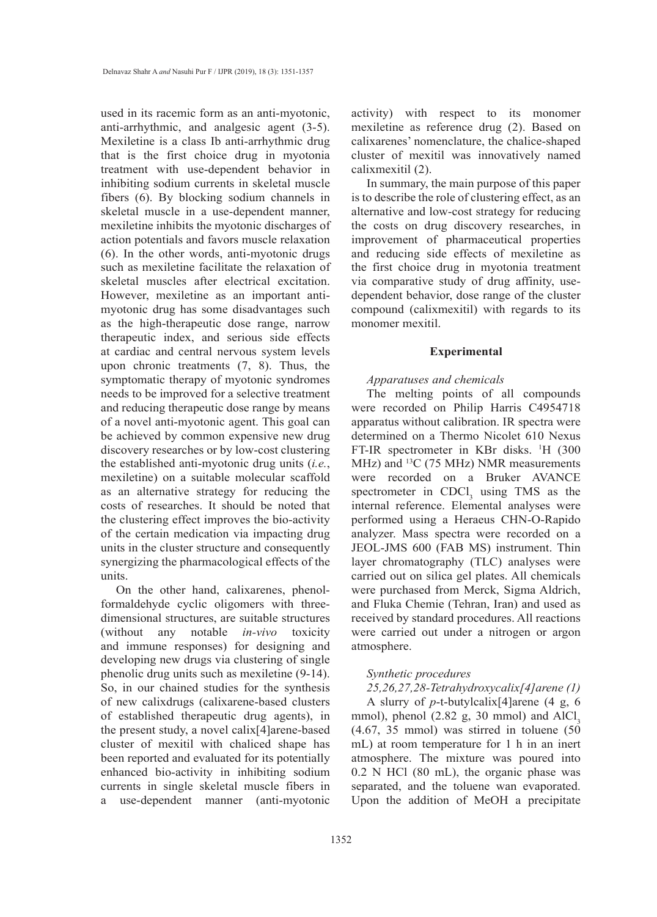used in its racemic form as an anti-myotonic, anti-arrhythmic, and analgesic agent (3-5). Mexiletine is a class Ib anti-arrhythmic drug that is the first choice drug in myotonia treatment with use-dependent behavior in inhibiting sodium currents in skeletal muscle fibers (6). By blocking sodium channels in skeletal muscle in a use-dependent manner, mexiletine inhibits the myotonic discharges of action potentials and favors muscle relaxation (6). In the other words, anti-myotonic drugs such as mexiletine facilitate the relaxation of skeletal muscles after electrical excitation. However, mexiletine as an important anti-myotonic drug has some disadvantages such as the high-therapeutic dose range, narrow therapeutic index, and serious side effects at cardiac and central nervous system levels upon chronic treatments (7, 8). Thus, the symptomatic therapy of myotonic syndromes needs to be improved for a selective treatment and reducing therapeutic dose range by means of a novel anti-myotonic agent. This goal can be achieved by common expensive new drug discovery researches or by low-cost clustering the established anti-myotonic drug units (*i.e.*, mexiletine) on a suitable molecular scaffold as an alternative strategy for reducing the costs of researches. It should be noted that the clustering effect improves the bio-activity of the certain medication via impacting drug units in the cluster structure and consequently synergizing the pharmacological effects of the units.

On the other hand, calixarenes, phenol-formaldehyde cyclic oligomers with three-dimensional structures, are suitable structures (without any notable *in-vivo* toxicity and immune responses) for designing and developing new drugs via clustering of single phenolic drug units such as mexiletine (9-14). So, in our chained studies for the synthesis of new calixdrugs (calixarene-based clusters of established therapeutic drug agents), in the present study, a novel calix[4]arene-based cluster of mexitil with chaliced shape has been reported and evaluated for its potentially enhanced bio-activity in inhibiting sodium currents in single skeletal muscle fibers in a use-dependent manner (anti-myotonic activity) with respect to its monomer mexiletine as reference drug (2). Based on calixarenes' nomenclature, the chalice-shaped cluster of mexitil was innovatively named calixmexitil (2).

In summary, the main purpose of this paper is to describe the role of clustering effect, as an alternative and low-cost strategy for reducing the costs on drug discovery researches, in improvement of pharmaceutical properties and reducing side effects of mexiletine as the first choice drug in myotonia treatment via comparative study of drug affinity, use-dependent behavior, dose range of the cluster compound (calixmexitil) with regards to its monomer mexitil.

## Experimental

### *Apparatuses and chemicals*

The melting points of all compounds were recorded on Philip Harris C4954718 apparatus without calibration. IR spectra were determined on a Thermo Nicolet 610 Nexus FT-IR spectrometer in KBr disks. $^{1}H$ (300 MHz) and $^{13}C$ (75 MHz) NMR measurements were recorded on a Bruker AVANCE spectrometer in $CDCl_3$ using TMS as the internal reference. Elemental analyses were performed using a Heraeus CHN-O-Rapido analyzer. Mass spectra were recorded on a JEOL-JMS 600 (FAB MS) instrument. Thin layer chromatography (TLC) analyses were carried out on silica gel plates. All chemicals were purchased from Merck, Sigma Aldrich, and Fluka Chemie (Tehran, Iran) and used as received by standard procedures. All reactions were carried out under a nitrogen or argon atmosphere.

### *Synthetic procedures*

*25,26,27,28-Tetrahydroxycalix[4]arene (1)*

A slurry of *p*-t-butylcalix[4]arene (4 g, 6 mmol), phenol (2.82 g, 30 mmol) and $AlCl_3$ (4.67, 35 mmol) was stirred in toluene (50 mL) at room temperature for 1 h in an inert atmosphere. The mixture was poured into 0.2 N HCl (80 mL), the organic phase was separated, and the toluene wan evaporated. Upon the addition of MeOH a precipitate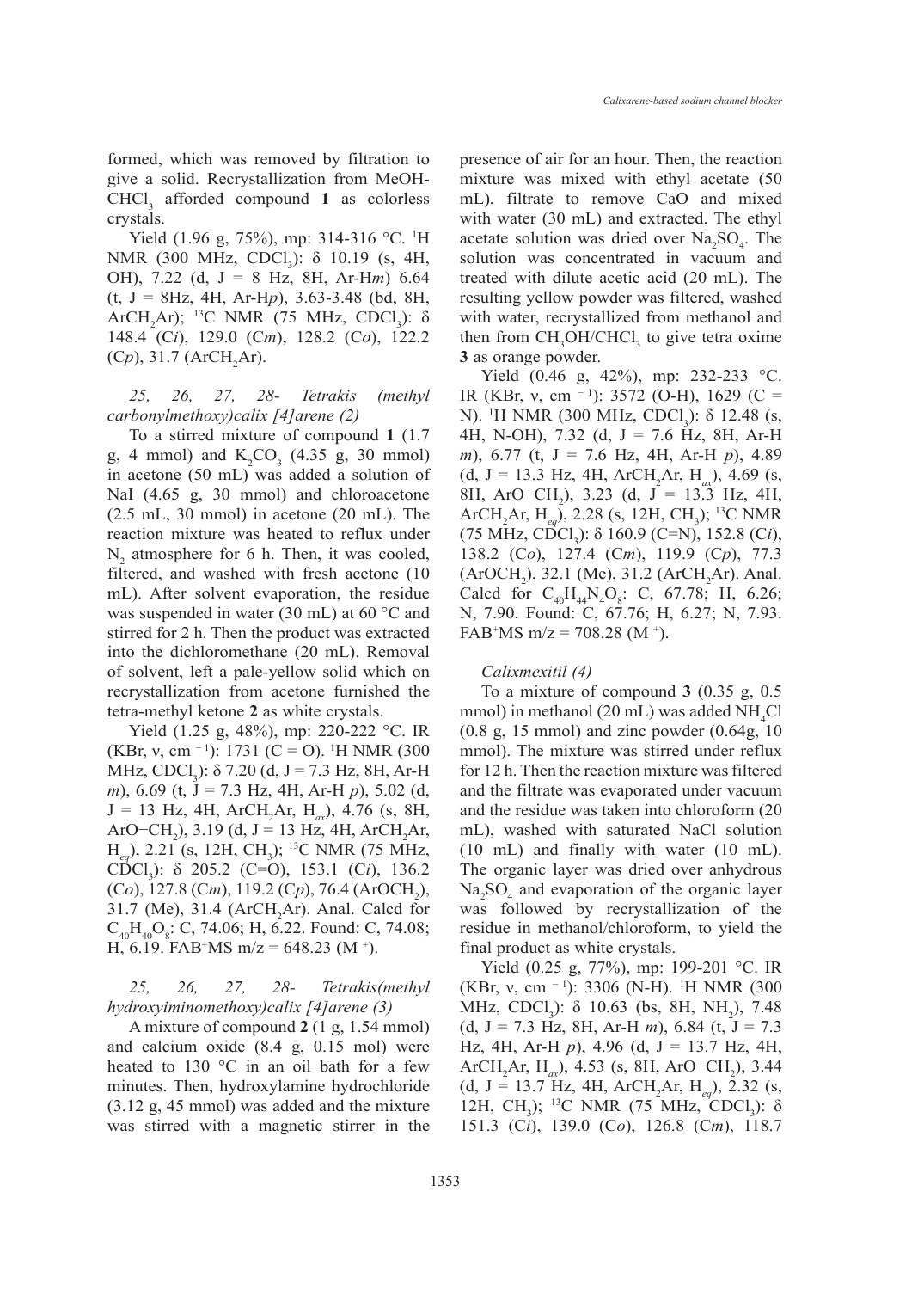formed, which was removed by filtration to give a solid. Recrystallization from MeOH-$CHCl_3$ afforded compound **1** as colorless crystals.

Yield (1.96 g, 75%), mp: 314-316 °C. $^1$H NMR (300 MHz, $CDCl_3$): δ 10.19 (s, 4H, OH), 7.22 (d, J = 8 Hz, 8H, Ar-H*m*) 6.64 (t, J = 8Hz, 4H, Ar-H*p*), 3.63-3.48 (bd, 8H, $ArCH_2Ar$); $^{13}$C NMR (75 MHz, $CDCl_3$): δ 148.4 (C*i*), 129.0 (C*m*), 128.2 (C*o*), 122.2 (C*p*), 31.7 ($ArCH_2Ar$).

*25, 26, 27, 28- Tetrakis (methyl carbonylmethoxy)calix [4]arene (2)*

To a stirred mixture of compound **1** (1.7 g, 4 mmol) and $K_2CO_3$ (4.35 g, 30 mmol) in acetone (50 mL) was added a solution of NaI (4.65 g, 30 mmol) and chloroacetone (2.5 mL, 30 mmol) in acetone (20 mL). The reaction mixture was heated to reflux under $N_2$ atmosphere for 6 h. Then, it was cooled, filtered, and washed with fresh acetone (10 mL). After solvent evaporation, the residue was suspended in water (30 mL) at 60 °C and stirred for 2 h. Then the product was extracted into the dichloromethane (20 mL). Removal of solvent, left a pale-yellow solid which on recrystallization from acetone furnished the tetra-methyl ketone **2** as white crystals.

Yield (1.25 g, 48%), mp: 220-222 °C. IR (KBr, ν, cm $^{-1}$): 1731 (C = O). $^1$H NMR (300 MHz, $CDCl_3$): δ 7.20 (d, J = 7.3 Hz, 8H, Ar-H *m*), 6.69 (t, J = 7.3 Hz, 4H, Ar-H *p*), 5.02 (d, J = 13 Hz, 4H, $ArCH_2Ar$, $H_{ax}$), 4.76 (s, 8H, ArO−$CH_2$), 3.19 (d, J = 13 Hz, 4H, $ArCH_2Ar$, $H_{eq}$), 2.21 (s, 12H, $CH_3$); $^{13}$C NMR (75 MHz, $CDCl_3$): δ 205.2 (C=O), 153.1 (C*i*), 136.2 (C*o*), 127.8 (C*m*), 119.2 (C*p*), 76.4 ($ArOCH_2$), 31.7 (Me), 31.4 ($ArCH_2Ar$). Anal. Calcd for $C_{40}H_{40}O_8$: C, 74.06; H, 6.22. Found: C, 74.08; H, 6.19. FAB$^+$MS m/z = 648.23 (M $^+$).

*25, 26, 27, 28- Tetrakis(methyl hydroxyiminomethoxy)calix [4]arene (3)*

A mixture of compound **2** (1 g, 1.54 mmol) and calcium oxide (8.4 g, 0.15 mol) were heated to 130 °C in an oil bath for a few minutes. Then, hydroxylamine hydrochloride (3.12 g, 45 mmol) was added and the mixture was stirred with a magnetic stirrer in the presence of air for an hour. Then, the reaction mixture was mixed with ethyl acetate (50 mL), filtrate to remove CaO and mixed with water (30 mL) and extracted. The ethyl acetate solution was dried over $Na_2SO_4$. The solution was concentrated in vacuum and treated with dilute acetic acid (20 mL). The resulting yellow powder was filtered, washed with water, recrystallized from methanol and then from $CH_3OH/CHCl_3$ to give tetra oxime **3** as orange powder.

Yield (0.46 g, 42%), mp: 232-233 °C. IR (KBr, ν, cm $^{-1}$): 3572 (O-H), 1629 (C = N). $^1$H NMR (300 MHz, $CDCl_3$): δ 12.48 (s, 4H, N-OH), 7.32 (d, J = 7.6 Hz, 8H, Ar-H *m*), 6.77 (t, J = 7.6 Hz, 4H, Ar-H *p*), 4.89 (d, J = 13.3 Hz, 4H, $ArCH_2Ar$, $H_{ax}$), 4.69 (s, 8H, ArO−$CH_2$), 3.23 (d, J = 13.3 Hz, 4H, $ArCH_2Ar$, $H_{eq}$), 2.28 (s, 12H, $CH_3$); $^{13}$C NMR (75 MHz, $CDCl_3$): δ 160.9 (C=N), 152.8 (C*i*), 138.2 (C*o*), 127.4 (C*m*), 119.9 (C*p*), 77.3 ($ArOCH_2$), 32.1 (Me), 31.2 ($ArCH_2Ar$). Anal. Calcd for $C_{40}H_{44}N_4O_8$: C, 67.78; H, 6.26; N, 7.90. Found: C, 67.76; H, 6.27; N, 7.93. FAB$^+$MS m/z = 708.28 (M $^+$).

*Calixmexitil (4)*

To a mixture of compound **3** (0.35 g, 0.5 mmol) in methanol (20 mL) was added $NH_4Cl$ (0.8 g, 15 mmol) and zinc powder (0.64g, 10 mmol). The mixture was stirred under reflux for 12 h. Then the reaction mixture was filtered and the filtrate was evaporated under vacuum and the residue was taken into chloroform (20 mL), washed with saturated NaCl solution (10 mL) and finally with water (10 mL). The organic layer was dried over anhydrous $Na_2SO_4$ and evaporation of the organic layer was followed by recrystallization of the residue in methanol/chloroform, to yield the final product as white crystals.

Yield (0.25 g, 77%), mp: 199-201 °C. IR (KBr, ν, cm $^{-1}$): 3306 (N-H). $^1$H NMR (300 MHz, $CDCl_3$): δ 10.63 (bs, 8H, $NH_2$), 7.48 (d, J = 7.3 Hz, 8H, Ar-H *m*), 6.84 (t, J = 7.3 Hz, 4H, Ar-H *p*), 4.96 (d, J = 13.7 Hz, 4H, $ArCH_2Ar$, $H_{ax}$), 4.53 (s, 8H, ArO−$CH_2$), 3.44 (d, J = 13.7 Hz, 4H, $ArCH_2Ar$, $H_{eq}$), 2.32 (s, 12H, $CH_3$); $^{13}$C NMR (75 MHz, $CDCl_3$): δ 151.3 (C*i*), 139.0 (C*o*), 126.8 (C*m*), 118.7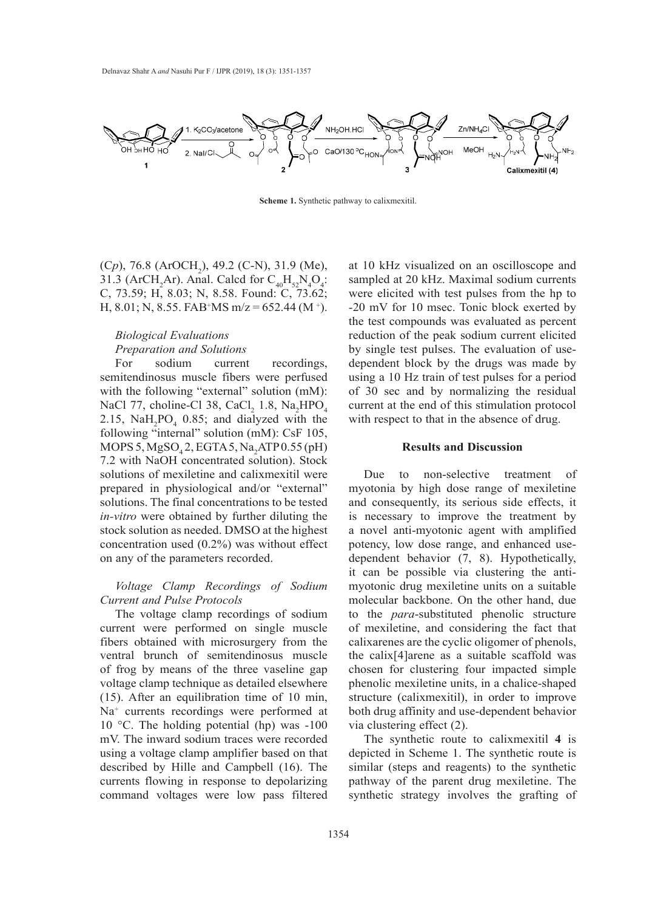Scheme 1. Synthetic pathway to calixmexitil.

(C*p*), 76.8 ($ArOCH_2$), 49.2 (C-N), 31.9 (Me), 31.3 ($ArCH_2Ar$). Anal. Calcd for $C_{40}H_{52}N_4O_4$: C, 73.59; H, 8.03; N, 8.58. Found: C, 73.62; H, 8.01; N, 8.55. $FAB^+MS$ m/z = 652.44 ($M^+$).

*Biological Evaluations*

*Preparation and Solutions*

For sodium current recordings, semitendinosus muscle fibers were perfused with the following "external" solution (mM): NaCl 77, choline-Cl 38, $CaCl_2$ 1.8, $Na_2HPO_4$ 2.15, $NaH_2PO_4$ 0.85; and dialyzed with the following "internal" solution (mM): CsF 105, MOPS 5, $MgSO_4$ 2, EGTA 5, $Na_2ATP$ 0.55 (pH) 7.2 with NaOH concentrated solution). Stock solutions of mexiletine and calixmexitil were prepared in physiological and/or "external" solutions. The final concentrations to be tested *in-vitro* were obtained by further diluting the stock solution as needed. DMSO at the highest concentration used (0.2%) was without effect on any of the parameters recorded.

*Voltage Clamp Recordings of Sodium Current and Pulse Protocols*

The voltage clamp recordings of sodium current were performed on single muscle fibers obtained with microsurgery from the ventral brunch of semitendinosus muscle of frog by means of the three vaseline gap voltage clamp technique as detailed elsewhere (15). After an equilibration time of 10 min, $Na^+$ currents recordings were performed at 10 °C. The holding potential (hp) was -100 mV. The inward sodium traces were recorded using a voltage clamp amplifier based on that described by Hille and Campbell (16). The currents flowing in response to depolarizing command voltages were low pass filtered at 10 kHz visualized on an oscilloscope and sampled at 20 kHz. Maximal sodium currents were elicited with test pulses from the hp to -20 mV for 10 msec. Tonic block exerted by the test compounds was evaluated as percent reduction of the peak sodium current elicited by single test pulses. The evaluation of use-dependent block by the drugs was made by using a 10 Hz train of test pulses for a period of 30 sec and by normalizing the residual current at the end of this stimulation protocol with respect to that in the absence of drug.

## Results and Discussion

Due to non-selective treatment of myotonia by high dose range of mexiletine and consequently, its serious side effects, it is necessary to improve the treatment by a novel anti-myotonic agent with amplified potency, low dose range, and enhanced use-dependent behavior (7, 8). Hypothetically, it can be possible via clustering the anti-myotonic drug mexiletine units on a suitable molecular backbone. On the other hand, due to the *para*-substituted phenolic structure of mexiletine, and considering the fact that calixarenes are the cyclic oligomer of phenols, the calix[4]arene as a suitable scaffold was chosen for clustering four impacted simple phenolic mexiletine units, in a chalice-shaped structure (calixmexitil), in order to improve both drug affinity and use-dependent behavior via clustering effect (2).

The synthetic route to calixmexitil **4** is depicted in Scheme 1. The synthetic route is similar (steps and reagents) to the synthetic pathway of the parent drug mexiletine. The synthetic strategy involves the grafting of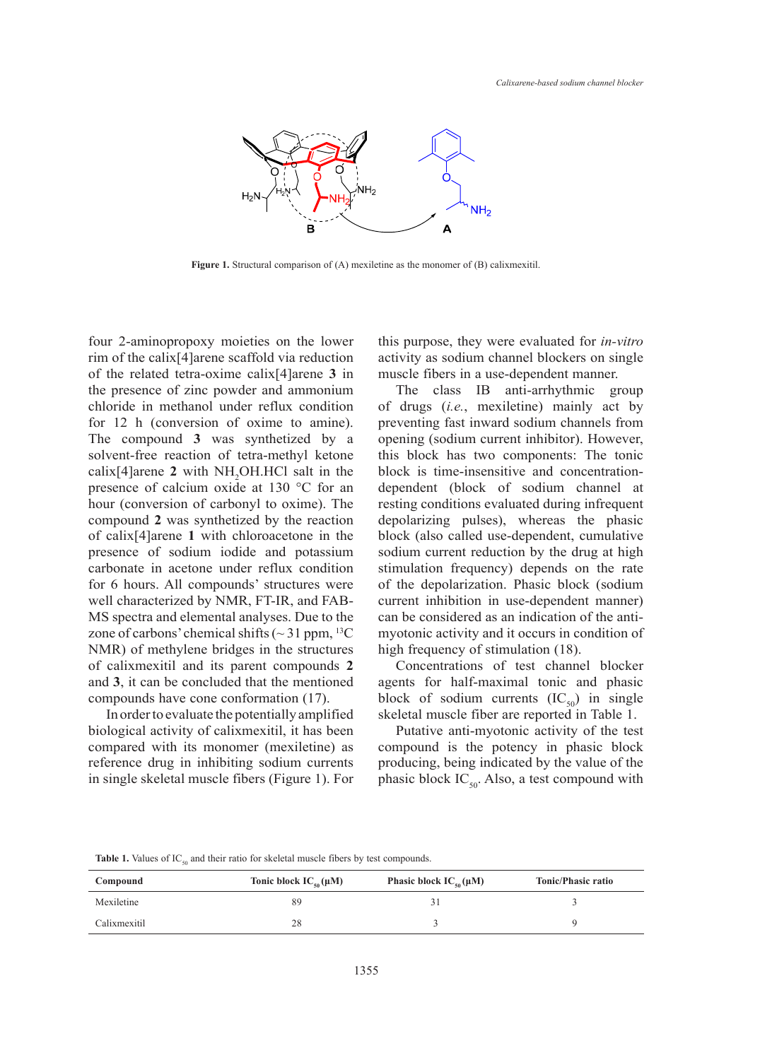Figure 1. Structural comparison of (A) mexiletine as the monomer of (B) calixmexitil.

four 2-aminopropoxy moieties on the lower rim of the calix[4]arene scaffold via reduction of the related tetra-oxime calix[4]arene **3** in the presence of zinc powder and ammonium chloride in methanol under reflux condition for 12 h (conversion of oxime to amine). The compound **3** was synthetized by a solvent-free reaction of tetra-methyl ketone calix[4]arene **2** with $NH_2OH.HCl$ salt in the presence of calcium oxide at 130 °C for an hour (conversion of carbonyl to oxime). The compound **2** was synthetized by the reaction of calix[4]arene **1** with chloroacetone in the presence of sodium iodide and potassium carbonate in acetone under reflux condition for 6 hours. All compounds' structures were well characterized by NMR, FT-IR, and FAB-MS spectra and elemental analyses. Due to the zone of carbons' chemical shifts (~ 31 ppm, $^{13}C$ NMR) of methylene bridges in the structures of calixmexitil and its parent compounds **2** and **3**, it can be concluded that the mentioned compounds have cone conformation (17).

In order to evaluate the potentially amplified biological activity of calixmexitil, it has been compared with its monomer (mexiletine) as reference drug in inhibiting sodium currents in single skeletal muscle fibers (Figure 1). For this purpose, they were evaluated for *in-vitro* activity as sodium channel blockers on single muscle fibers in a use-dependent manner.

The class IB anti-arrhythmic group of drugs (*i.e.*, mexiletine) mainly act by preventing fast inward sodium channels from opening (sodium current inhibitor). However, this block has two components: The tonic block is time-insensitive and concentration-dependent (block of sodium channel at resting conditions evaluated during infrequent depolarizing pulses), whereas the phasic block (also called use-dependent, cumulative sodium current reduction by the drug at high stimulation frequency) depends on the rate of the depolarization. Phasic block (sodium current inhibition in use-dependent manner) can be considered as an indication of the anti-myotonic activity and it occurs in condition of high frequency of stimulation (18).

Concentrations of test channel blocker agents for half-maximal tonic and phasic block of sodium currents ($IC_{50}$) in single skeletal muscle fiber are reported in Table 1.

Putative anti-myotonic activity of the test compound is the potency in phasic block producing, being indicated by the value of the phasic block $IC_{50}$. Also, a test compound with

**Table 1.** Values of $IC_{50}$ and their ratio for skeletal muscle fibers by test compounds.

| Compound | Tonic block $IC_{50}$ (µM) | Phasic block $IC_{50}$ (µM) | Tonic/Phasic ratio |
|---|---|---|---|
| Mexiletine | 89 | 31 | 3 |
| Calixmexitil | 28 | 3 | 9 |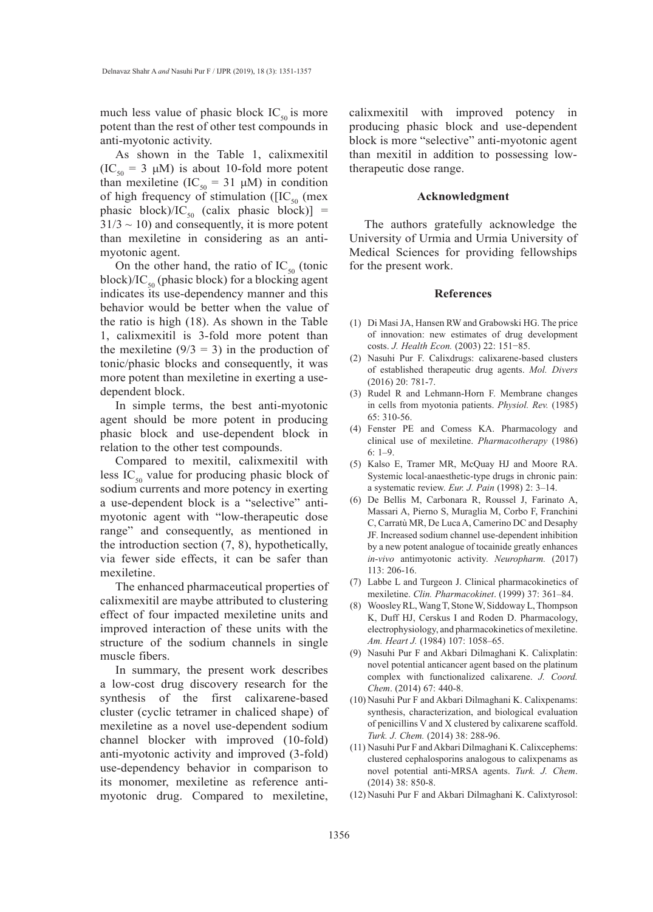much less value of phasic block $IC_{50}$ is more potent than the rest of other test compounds in anti-myotonic activity.

As shown in the Table 1, calixmexitil ($IC_{50}$ = 3 μM) is about 10-fold more potent than mexiletine ($IC_{50}$ = 31 μM) in condition of high frequency of stimulation ([$IC_{50}$ (mex phasic block)/$IC_{50}$ (calix phasic block)] = $31/3 \sim 10$) and consequently, it is more potent than mexiletine in considering as an anti-myotonic agent.

On the other hand, the ratio of $IC_{50}$ (tonic block)/$IC_{50}$ (phasic block) for a blocking agent indicates its use-dependency manner and this behavior would be better when the value of the ratio is high (18). As shown in the Table 1, calixmexitil is 3-fold more potent than the mexiletine ($9/3 = 3$) in the production of tonic/phasic blocks and consequently, it was more potent than mexiletine in exerting a use-dependent block.

In simple terms, the best anti-myotonic agent should be more potent in producing phasic block and use-dependent block in relation to the other test compounds.

Compared to mexitil, calixmexitil with less $IC_{50}$ value for producing phasic block of sodium currents and more potency in exerting a use-dependent block is a "selective" anti-myotonic agent with "low-therapeutic dose range" and consequently, as mentioned in the introduction section (7, 8), hypothetically, via fewer side effects, it can be safer than mexiletine.

The enhanced pharmaceutical properties of calixmexitil are maybe attributed to clustering effect of four impacted mexiletine units and improved interaction of these units with the structure of the sodium channels in single muscle fibers.

In summary, the present work describes a low-cost drug discovery research for the synthesis of the first calixarene-based cluster (cyclic tetramer in chaliced shape) of mexiletine as a novel use-dependent sodium channel blocker with improved (10-fold) anti-myotonic activity and improved (3-fold) use-dependency behavior in comparison to its monomer, mexiletine as reference anti-myotonic drug. Compared to mexiletine, calixmexitil with improved potency in producing phasic block and use-dependent block is more "selective" anti-myotonic agent than mexitil in addition to possessing low-therapeutic dose range.

## Acknowledgment

The authors gratefully acknowledge the University of Urmia and Urmia University of Medical Sciences for providing fellowships for the present work.

## References

(1) Di Masi JA, Hansen RW and Grabowski HG. The price of innovation: new estimates of drug development costs. *J. Health Econ.* (2003) 22: 151−85.

(2) Nasuhi Pur F. Calixdrugs: calixarene-based clusters of established therapeutic drug agents. *Mol. Divers* (2016) 20: 781-7.

(3) Rudel R and Lehmann-Horn F. Membrane changes in cells from myotonia patients. *Physiol. Rev.* (1985) 65: 310-56.

(4) Fenster PE and Comess KA. Pharmacology and clinical use of mexiletine. *Pharmacotherapy* (1986) 6: 1–9.

(5) Kalso E, Tramer MR, McQuay HJ and Moore RA. Systemic local-anaesthetic-type drugs in chronic pain: a systematic review. *Eur. J. Pain* (1998) 2: 3–14.

(6) De Bellis M, Carbonara R, Roussel J, Farinato A, Massari A, Pierno S, Muraglia M, Corbo F, Franchini C, Carratù MR, De Luca A, Camerino DC and Desaphy JF. Increased sodium channel use-dependent inhibition by a new potent analogue of tocainide greatly enhances *in-vivo* antimyotonic activity. *Neuropharm.* (2017) 113: 206-16.

(7) Labbe L and Turgeon J. Clinical pharmacokinetics of mexiletine. *Clin. Pharmacokinet*. (1999) 37: 361–84.

(8) Woosley RL, Wang T, Stone W, Siddoway L, Thompson K, Duff HJ, Cerskus I and Roden D. Pharmacology, electrophysiology, and pharmacokinetics of mexiletine. *Am. Heart J.* (1984) 107: 1058–65.

(9) Nasuhi Pur F and Akbari Dilmaghani K. Calixplatin: novel potential anticancer agent based on the platinum complex with functionalized calixarene. *J. Coord. Chem*. (2014) 67: 440-8.

(10) Nasuhi Pur F and Akbari Dilmaghani K. Calixpenams: synthesis, characterization, and biological evaluation of penicillins V and X clustered by calixarene scaffold. *Turk. J. Chem.* (2014) 38: 288-96.

(11) Nasuhi Pur F and Akbari Dilmaghani K. Calixcephems: clustered cephalosporins analogous to calixpenams as novel potential anti-MRSA agents. *Turk. J. Chem*. (2014) 38: 850-8.

(12) Nasuhi Pur F and Akbari Dilmaghani K. Calixtyrosol: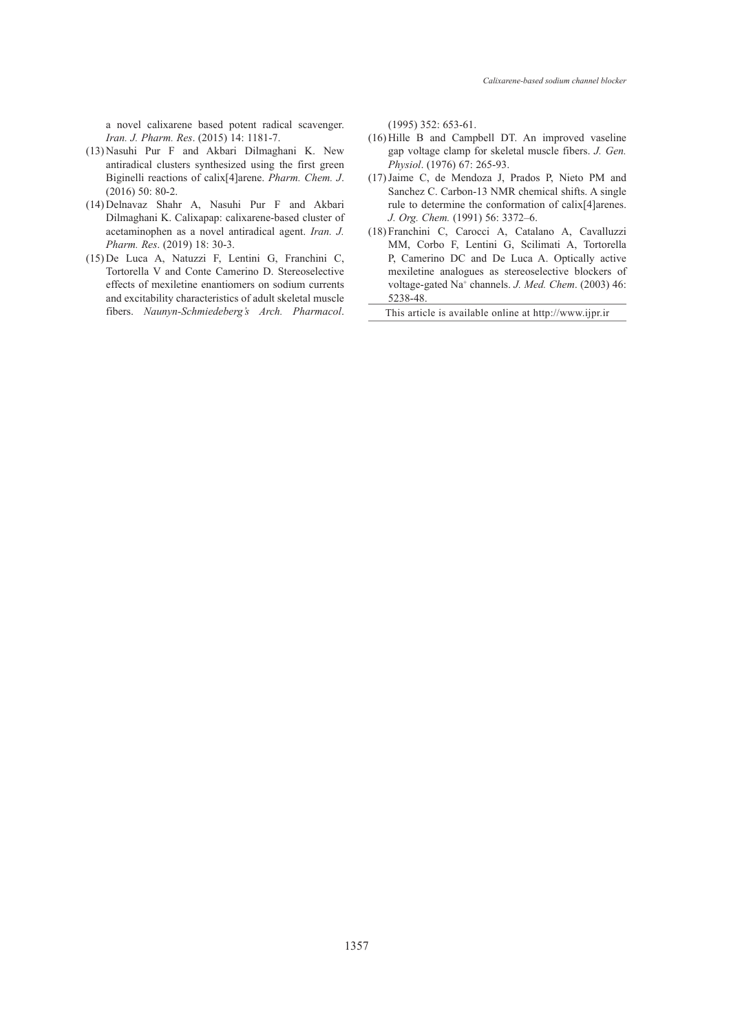a novel calixarene based potent radical scavenger. *Iran. J. Pharm. Res*. (2015) 14: 1181-7.

(13) Nasuhi Pur F and Akbari Dilmaghani K. New antiradical clusters synthesized using the first green Biginelli reactions of calix[4]arene. *Pharm. Chem. J*. (2016) 50: 80-2.

(14) Delnavaz Shahr A, Nasuhi Pur F and Akbari Dilmaghani K. Calixapap: calixarene-based cluster of acetaminophen as a novel antiradical agent. *Iran. J. Pharm. Res*. (2019) 18: 30-3.

(15) De Luca A, Natuzzi F, Lentini G, Franchini C, Tortorella V and Conte Camerino D. Stereoselective effects of mexiletine enantiomers on sodium currents and excitability characteristics of adult skeletal muscle fibers. *Naunyn-Schmiedeberg's Arch. Pharmacol*. (1995) 352: 653-61.

(16) Hille B and Campbell DT. An improved vaseline gap voltage clamp for skeletal muscle fibers. *J. Gen. Physiol*. (1976) 67: 265-93.

(17) Jaime C, de Mendoza J, Prados P, Nieto PM and Sanchez C. Carbon-13 NMR chemical shifts. A single rule to determine the conformation of calix[4]arenes. *J. Org. Chem.* (1991) 56: 3372–6.

(18) Franchini C, Carocci A, Catalano A, Cavalluzzi MM, Corbo F, Lentini G, Scilimati A, Tortorella P, Camerino DC and De Luca A. Optically active mexiletine analogues as stereoselective blockers of voltage-gated $Na^+$ channels. *J. Med. Chem*. (2003) 46: 5238-48.

This article is available online at http://www.ijpr.ir